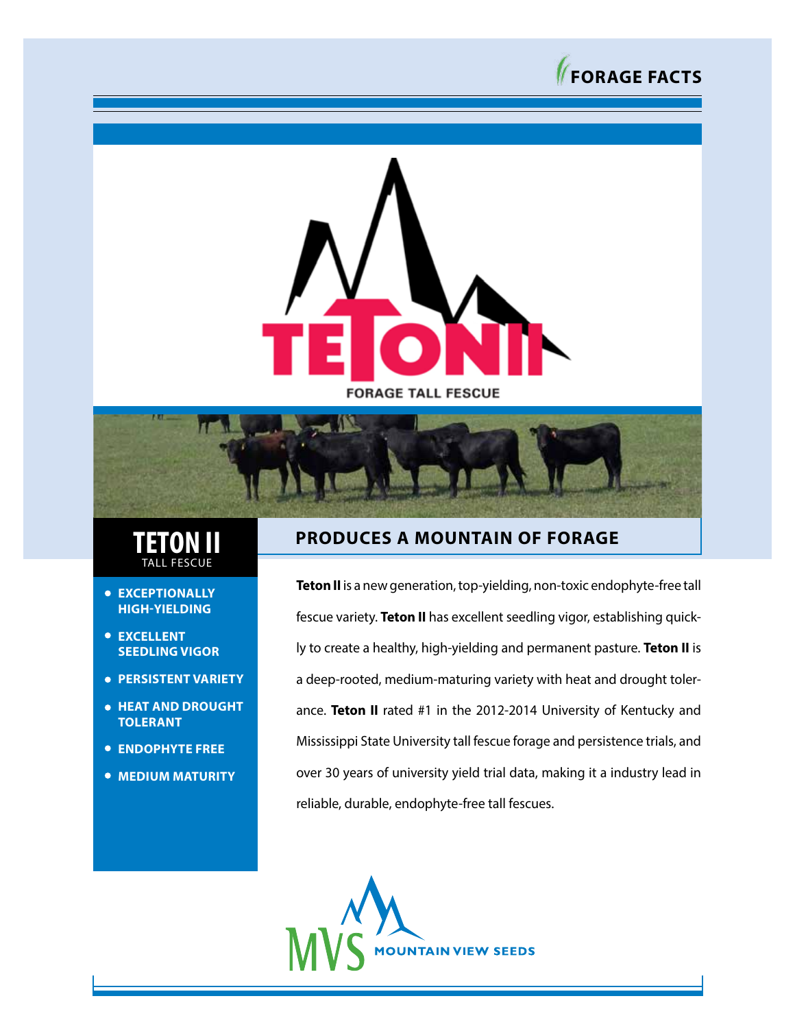FORAGE FACTS

TETONII

FORAGE TALL FESCUE

## TETON II

TALL FESCUE

- EXCEPTIONALLY HIGH-YIELDING
- EXCELLENT SEEDLING VIGOR
- PERSISTENT VARIETY
- HEAT AND DROUGHT TOLERANT
- ENDOPHYTE FREE
- MEDIUM MATURITY

## PRODUCES A MOUNTAIN OF FORAGE

**Teton II** is a new generation, top-yielding, non-toxic endophyte-free tall fescue variety. **Teton II** has excellent seedling vigor, establishing quickly to create a healthy, high-yielding and permanent pasture. **Teton II** is a deep-rooted, medium-maturing variety with heat and drought tolerance. **Teton II** rated #1 in the 2012-2014 University of Kentucky and Mississippi State University tall fescue forage and persistence trials, and over 30 years of university yield trial data, making it a industry lead in reliable, durable, endophyte-free tall fescues.

MVS MOUNTAIN VIEW SEEDS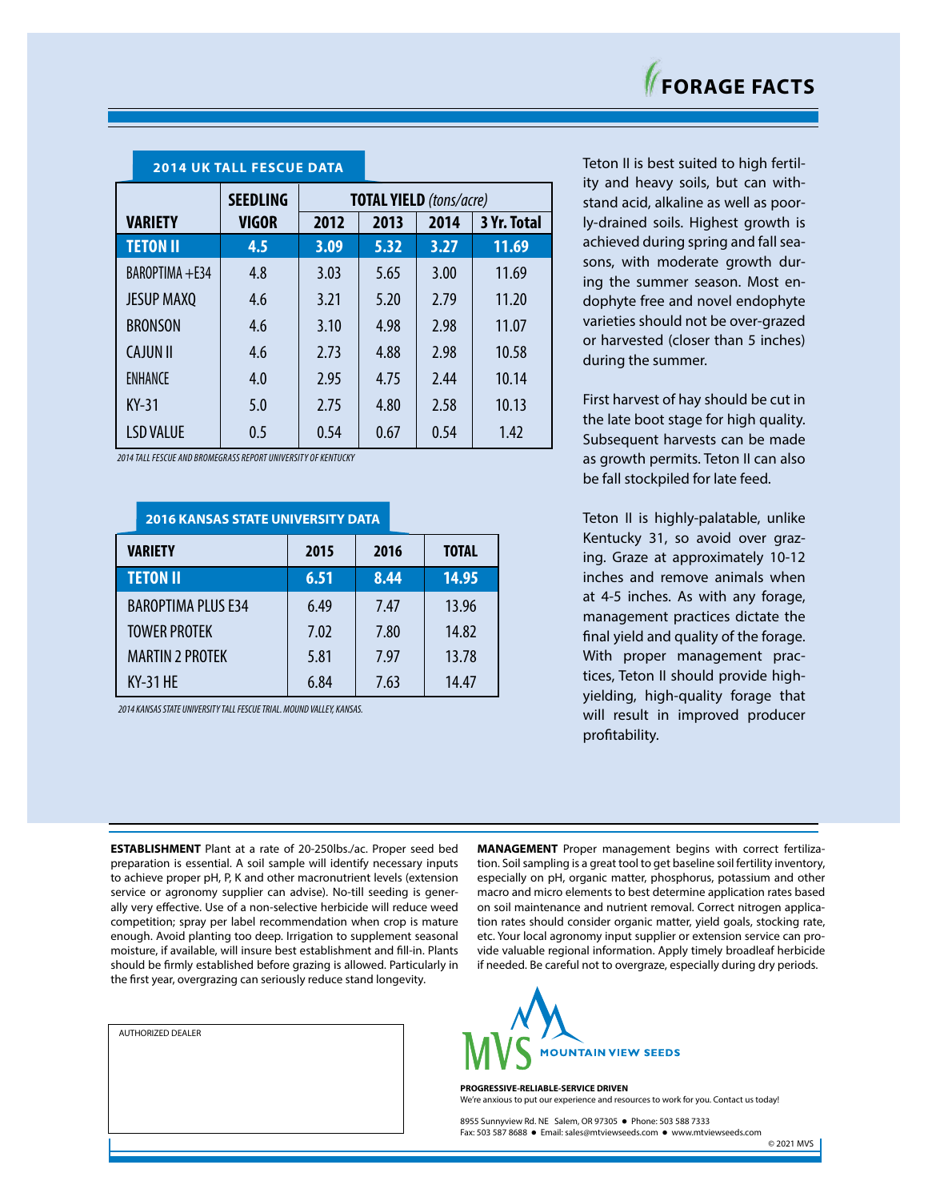# FORAGE FACTS

## 2014 UK TALL FESCUE DATA

| VARIETY | SEEDLING VIGOR | TOTAL YIELD *(tons/acre)* | | | |
|---|---|---|---|---|---|
| | | 2012 | 2013 | 2014 | 3 Yr. Total |
| **TETON II** | **4.5** | **3.09** | **5.32** | **3.27** | **11.69** |
| BAROPTIMA +E34 | 4.8 | 3.03 | 5.65 | 3.00 | 11.69 |
| JESUP MAXQ | 4.6 | 3.21 | 5.20 | 2.79 | 11.20 |
| BRONSON | 4.6 | 3.10 | 4.98 | 2.98 | 11.07 |
| CAJUN II | 4.6 | 2.73 | 4.88 | 2.98 | 10.58 |
| ENHANCE | 4.0 | 2.95 | 4.75 | 2.44 | 10.14 |
| KY-31 | 5.0 | 2.75 | 4.80 | 2.58 | 10.13 |
| LSD VALUE | 0.5 | 0.54 | 0.67 | 0.54 | 1.42 |

*2014 TALL FESCUE AND BROMEGRASS REPORT UNIVERSITY OF KENTUCKY*

## 2016 KANSAS STATE UNIVERSITY DATA

| VARIETY | 2015 | 2016 | TOTAL |
|---|---|---|---|
| **TETON II** | **6.51** | **8.44** | **14.95** |
| BAROPTIMA PLUS E34 | 6.49 | 7.47 | 13.96 |
| TOWER PROTEK | 7.02 | 7.80 | 14.82 |
| MARTIN 2 PROTEK | 5.81 | 7.97 | 13.78 |
| KY-31 HE | 6.84 | 7.63 | 14.47 |

*2014 KANSAS STATE UNIVERSITY TALL FESCUE TRIAL. MOUND VALLEY, KANSAS.*

Teton II is best suited to high fertility and heavy soils, but can withstand acid, alkaline as well as poorly-drained soils. Highest growth is achieved during spring and fall seasons, with moderate growth during the summer season. Most endophyte free and novel endophyte varieties should not be over-grazed or harvested (closer than 5 inches) during the summer.

First harvest of hay should be cut in the late boot stage for high quality. Subsequent harvests can be made as growth permits. Teton II can also be fall stockpiled for late feed.

Teton II is highly-palatable, unlike Kentucky 31, so avoid over grazing. Graze at approximately 10-12 inches and remove animals when at 4-5 inches. As with any forage, management practices dictate the final yield and quality of the forage. With proper management practices, Teton II should provide high-yielding, high-quality forage that will result in improved producer profitability.

**ESTABLISHMENT** Plant at a rate of 20-250lbs./ac. Proper seed bed preparation is essential. A soil sample will identify necessary inputs to achieve proper pH, P, K and other macronutrient levels (extension service or agronomy supplier can advise). No-till seeding is generally very effective. Use of a non-selective herbicide will reduce weed competition; spray per label recommendation when crop is mature enough. Avoid planting too deep. Irrigation to supplement seasonal moisture, if available, will insure best establishment and fill-in. Plants should be firmly established before grazing is allowed. Particularly in the first year, overgrazing can seriously reduce stand longevity.

**MANAGEMENT** Proper management begins with correct fertilization. Soil sampling is a great tool to get baseline soil fertility inventory, especially on pH, organic matter, phosphorus, potassium and other macro and micro elements to best determine application rates based on soil maintenance and nutrient removal. Correct nitrogen application rates should consider organic matter, yield goals, stocking rate, etc. Your local agronomy input supplier or extension service can provide valuable regional information. Apply timely broadleaf herbicide if needed. Be careful not to overgraze, especially during dry periods.

AUTHORIZED DEALER

MVS MOUNTAIN VIEW SEEDS

**PROGRESSIVE-RELIABLE-SERVICE DRIVEN**
We're anxious to put our experience and resources to work for you. Contact us today!

8955 Sunnyview Rd. NE Salem, OR 97305 ● Phone: 503 588 7333
Fax: 503 587 8688 ● Email: sales@mtviewseeds.com ● www.mtviewseeds.com

© 2021 MVS